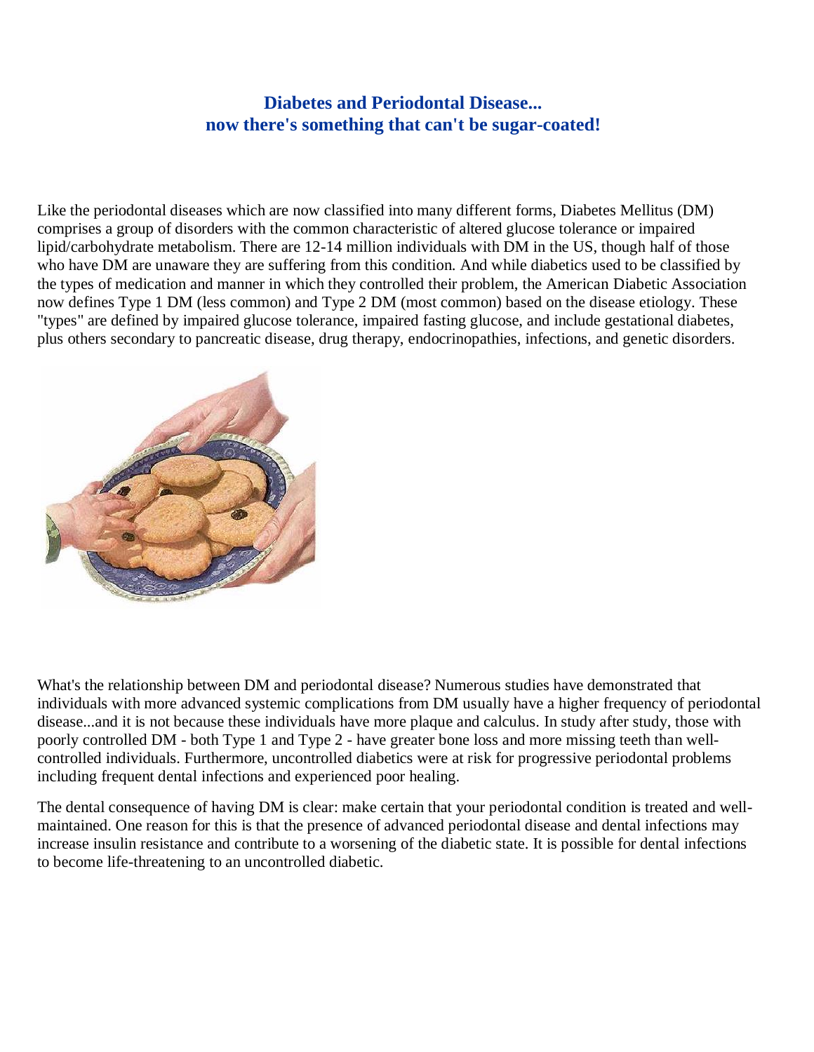# Diabetes and Periodontal Disease...
# now there's something that can't be sugar-coated!

Like the periodontal diseases which are now classified into many different forms, Diabetes Mellitus (DM) comprises a group of disorders with the common characteristic of altered glucose tolerance or impaired lipid/carbohydrate metabolism. There are 12-14 million individuals with DM in the US, though half of those who have DM are unaware they are suffering from this condition. And while diabetics used to be classified by the types of medication and manner in which they controlled their problem, the American Diabetic Association now defines Type 1 DM (less common) and Type 2 DM (most common) based on the disease etiology. These "types" are defined by impaired glucose tolerance, impaired fasting glucose, and include gestational diabetes, plus others secondary to pancreatic disease, drug therapy, endocrinopathies, infections, and genetic disorders.

What's the relationship between DM and periodontal disease? Numerous studies have demonstrated that individuals with more advanced systemic complications from DM usually have a higher frequency of periodontal disease...and it is not because these individuals have more plaque and calculus. In study after study, those with poorly controlled DM - both Type 1 and Type 2 - have greater bone loss and more missing teeth than well-controlled individuals. Furthermore, uncontrolled diabetics were at risk for progressive periodontal problems including frequent dental infections and experienced poor healing.

The dental consequence of having DM is clear: make certain that your periodontal condition is treated and well-maintained. One reason for this is that the presence of advanced periodontal disease and dental infections may increase insulin resistance and contribute to a worsening of the diabetic state. It is possible for dental infections to become life-threatening to an uncontrolled diabetic.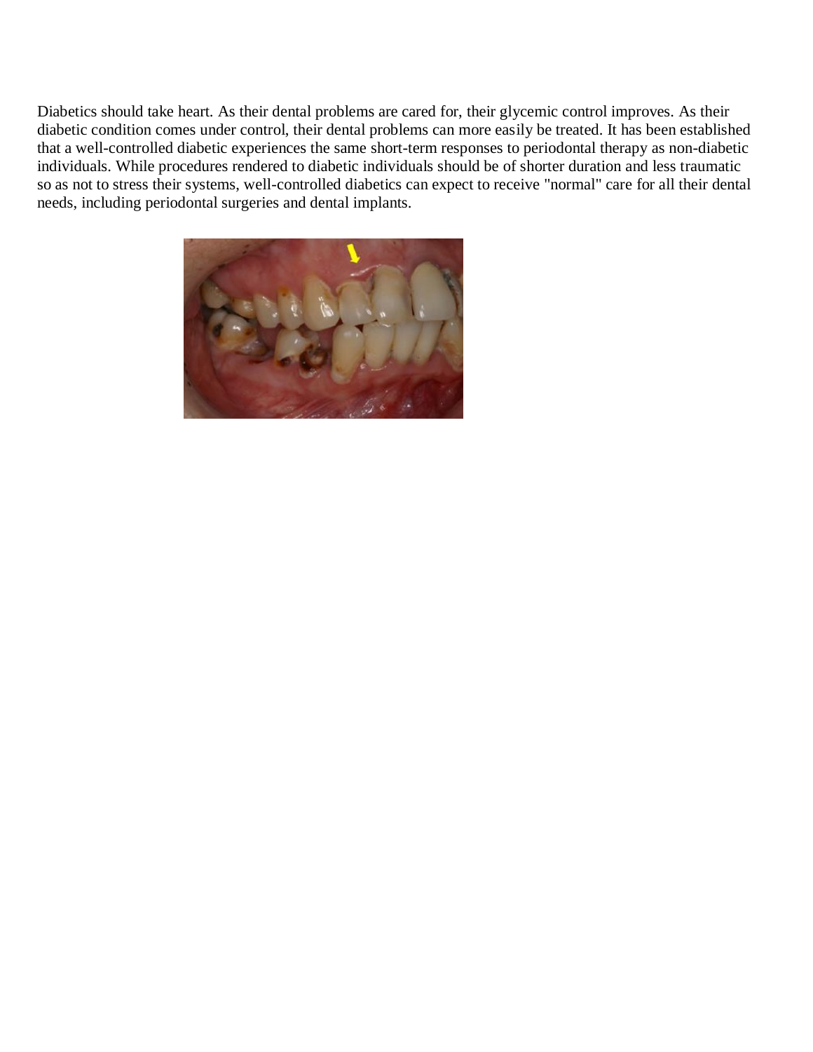Diabetics should take heart. As their dental problems are cared for, their glycemic control improves. As their diabetic condition comes under control, their dental problems can more easily be treated. It has been established that a well-controlled diabetic experiences the same short-term responses to periodontal therapy as non-diabetic individuals. While procedures rendered to diabetic individuals should be of shorter duration and less traumatic so as not to stress their systems, well-controlled diabetics can expect to receive "normal" care for all their dental needs, including periodontal surgeries and dental implants.